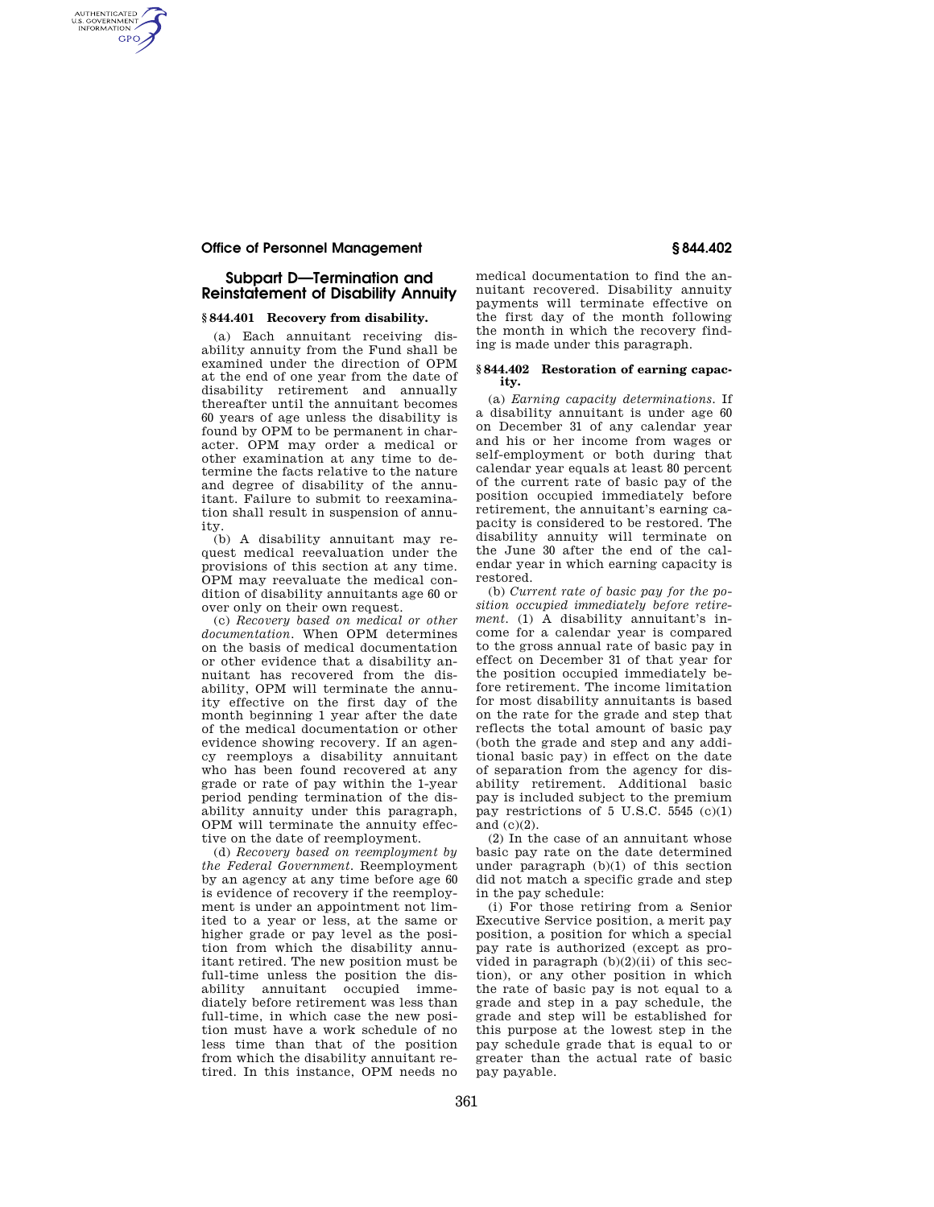## Subpart D—Termination and Reinstatement of Disability Annuity

### § 844.401 Recovery from disability.

(a) Each annuitant receiving disability annuity from the Fund shall be examined under the direction of OPM at the end of one year from the date of disability retirement and annually thereafter until the annuitant becomes 60 years of age unless the disability is found by OPM to be permanent in character. OPM may order a medical or other examination at any time to determine the facts relative to the nature and degree of disability of the annuitant. Failure to submit to reexamination shall result in suspension of annuity.

(b) A disability annuitant may request medical reevaluation under the provisions of this section at any time. OPM may reevaluate the medical condition of disability annuitants age 60 or over only on their own request.

(c) *Recovery based on medical or other documentation.* When OPM determines on the basis of medical documentation or other evidence that a disability annuitant has recovered from the disability, OPM will terminate the annuity effective on the first day of the month beginning 1 year after the date of the medical documentation or other evidence showing recovery. If an agency reemploys a disability annuitant who has been found recovered at any grade or rate of pay within the 1-year period pending termination of the disability annuity under this paragraph, OPM will terminate the annuity effective on the date of reemployment.

(d) *Recovery based on reemployment by the Federal Government.* Reemployment by an agency at any time before age 60 is evidence of recovery if the reemployment is under an appointment not limited to a year or less, at the same or higher grade or pay level as the position from which the disability annuitant retired. The new position must be full-time unless the position the disability annuitant occupied immediately before retirement was less than full-time, in which case the new position must have a work schedule of no less time than that of the position from which the disability annuitant retired. In this instance, OPM needs no medical documentation to find the annuitant recovered. Disability annuity payments will terminate effective on the first day of the month following the month in which the recovery finding is made under this paragraph.

### § 844.402 Restoration of earning capacity.

(a) *Earning capacity determinations.* If a disability annuitant is under age 60 on December 31 of any calendar year and his or her income from wages or self-employment or both during that calendar year equals at least 80 percent of the current rate of basic pay of the position occupied immediately before retirement, the annuitant's earning capacity is considered to be restored. The disability annuity will terminate on the June 30 after the end of the calendar year in which earning capacity is restored.

(b) *Current rate of basic pay for the position occupied immediately before retirement.* (1) A disability annuitant's income for a calendar year is compared to the gross annual rate of basic pay in effect on December 31 of that year for the position occupied immediately before retirement. The income limitation for most disability annuitants is based on the rate for the grade and step that reflects the total amount of basic pay (both the grade and step and any additional basic pay) in effect on the date of separation from the agency for disability retirement. Additional basic pay is included subject to the premium pay restrictions of 5 U.S.C. 5545 (c)(1) and (c)(2).

(2) In the case of an annuitant whose basic pay rate on the date determined under paragraph (b)(1) of this section did not match a specific grade and step in the pay schedule:

(i) For those retiring from a Senior Executive Service position, a merit pay position, a position for which a special pay rate is authorized (except as provided in paragraph (b)(2)(ii) of this section), or any other position in which the rate of basic pay is not equal to a grade and step in a pay schedule, the grade and step will be established for this purpose at the lowest step in the pay schedule grade that is equal to or greater than the actual rate of basic pay payable.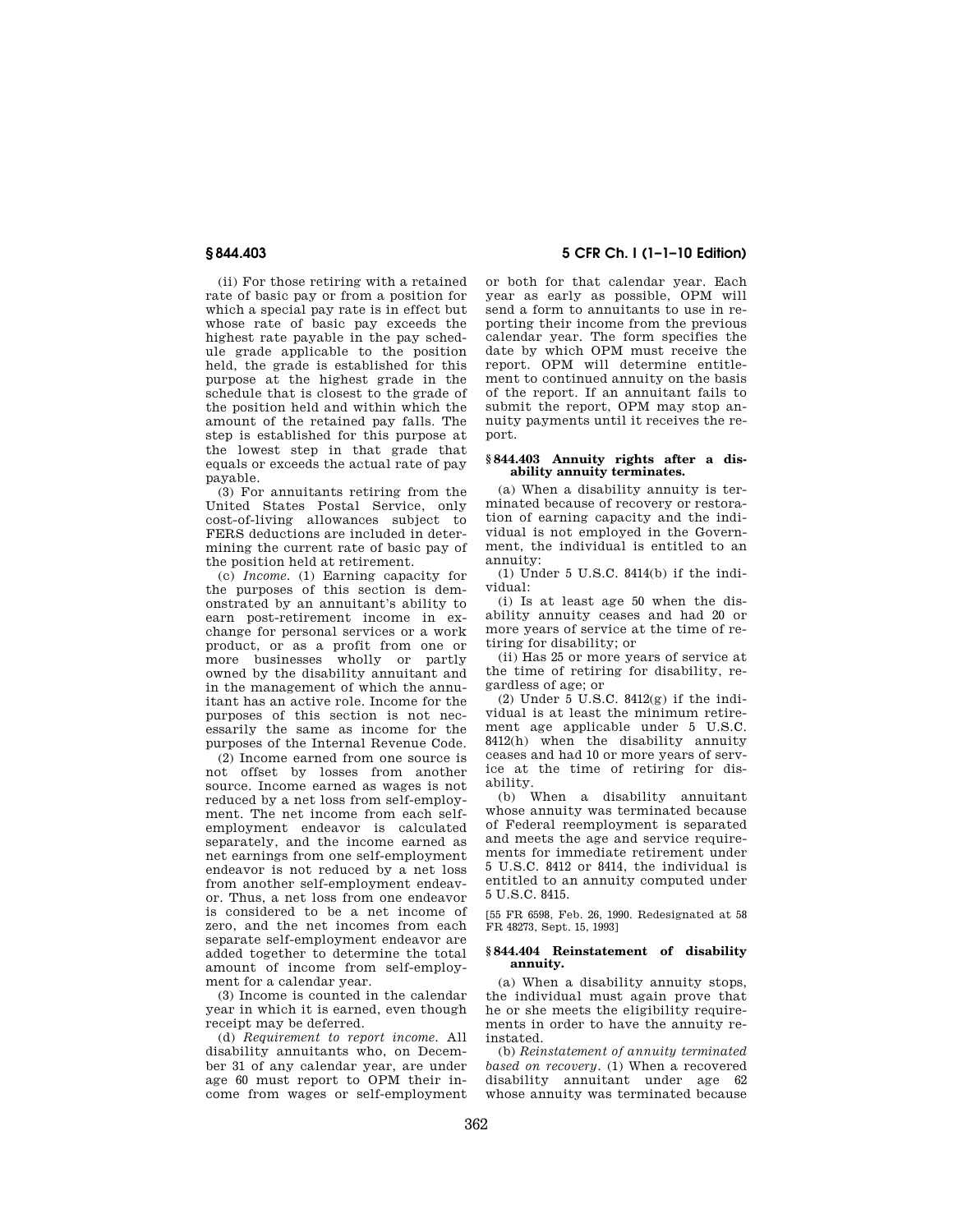(ii) For those retiring with a retained rate of basic pay or from a position for which a special pay rate is in effect but whose rate of basic pay exceeds the highest rate payable in the pay schedule grade applicable to the position held, the grade is established for this purpose at the highest grade in the schedule that is closest to the grade of the position held and within which the amount of the retained pay falls. The step is established for this purpose at the lowest step in that grade that equals or exceeds the actual rate of pay payable.

(3) For annuitants retiring from the United States Postal Service, only cost-of-living allowances subject to FERS deductions are included in determining the current rate of basic pay of the position held at retirement.

(c) *Income.* (1) Earning capacity for the purposes of this section is demonstrated by an annuitant's ability to earn post-retirement income in exchange for personal services or a work product, or as a profit from one or more businesses wholly or partly owned by the disability annuitant and in the management of which the annuitant has an active role. Income for the purposes of this section is not necessarily the same as income for the purposes of the Internal Revenue Code.

(2) Income earned from one source is not offset by losses from another source. Income earned as wages is not reduced by a net loss from self-employment. The net income from each self-employment endeavor is calculated separately, and the income earned as net earnings from one self-employment endeavor is not reduced by a net loss from another self-employment endeavor. Thus, a net loss from one endeavor is considered to be a net income of zero, and the net incomes from each separate self-employment endeavor are added together to determine the total amount of income from self-employment for a calendar year.

(3) Income is counted in the calendar year in which it is earned, even though receipt may be deferred.

(d) *Requirement to report income.* All disability annuitants who, on December 31 of any calendar year, are under age 60 must report to OPM their income from wages or self-employment or both for that calendar year. Each year as early as possible, OPM will send a form to annuitants to use in reporting their income from the previous calendar year. The form specifies the date by which OPM must receive the report. OPM will determine entitlement to continued annuity on the basis of the report. If an annuitant fails to submit the report, OPM may stop annuity payments until it receives the report.

### § 844.403 Annuity rights after a disability annuity terminates.

(a) When a disability annuity is terminated because of recovery or restoration of earning capacity and the individual is not employed in the Government, the individual is entitled to an annuity:

(1) Under 5 U.S.C. 8414(b) if the individual:

(i) Is at least age 50 when the disability annuity ceases and had 20 or more years of service at the time of retiring for disability; or

(ii) Has 25 or more years of service at the time of retiring for disability, regardless of age; or

(2) Under 5 U.S.C. 8412(g) if the individual is at least the minimum retirement age applicable under 5 U.S.C. 8412(h) when the disability annuity ceases and had 10 or more years of service at the time of retiring for disability.

(b) When a disability annuitant whose annuity was terminated because of Federal reemployment is separated and meets the age and service requirements for immediate retirement under 5 U.S.C. 8412 or 8414, the individual is entitled to an annuity computed under 5 U.S.C. 8415.

[55 FR 6598, Feb. 26, 1990. Redesignated at 58 FR 48273, Sept. 15, 1993]

### § 844.404 Reinstatement of disability annuity.

(a) When a disability annuity stops, the individual must again prove that he or she meets the eligibility requirements in order to have the annuity reinstated.

(b) *Reinstatement of annuity terminated based on recovery.* (1) When a recovered disability annuitant under age 62 whose annuity was terminated because